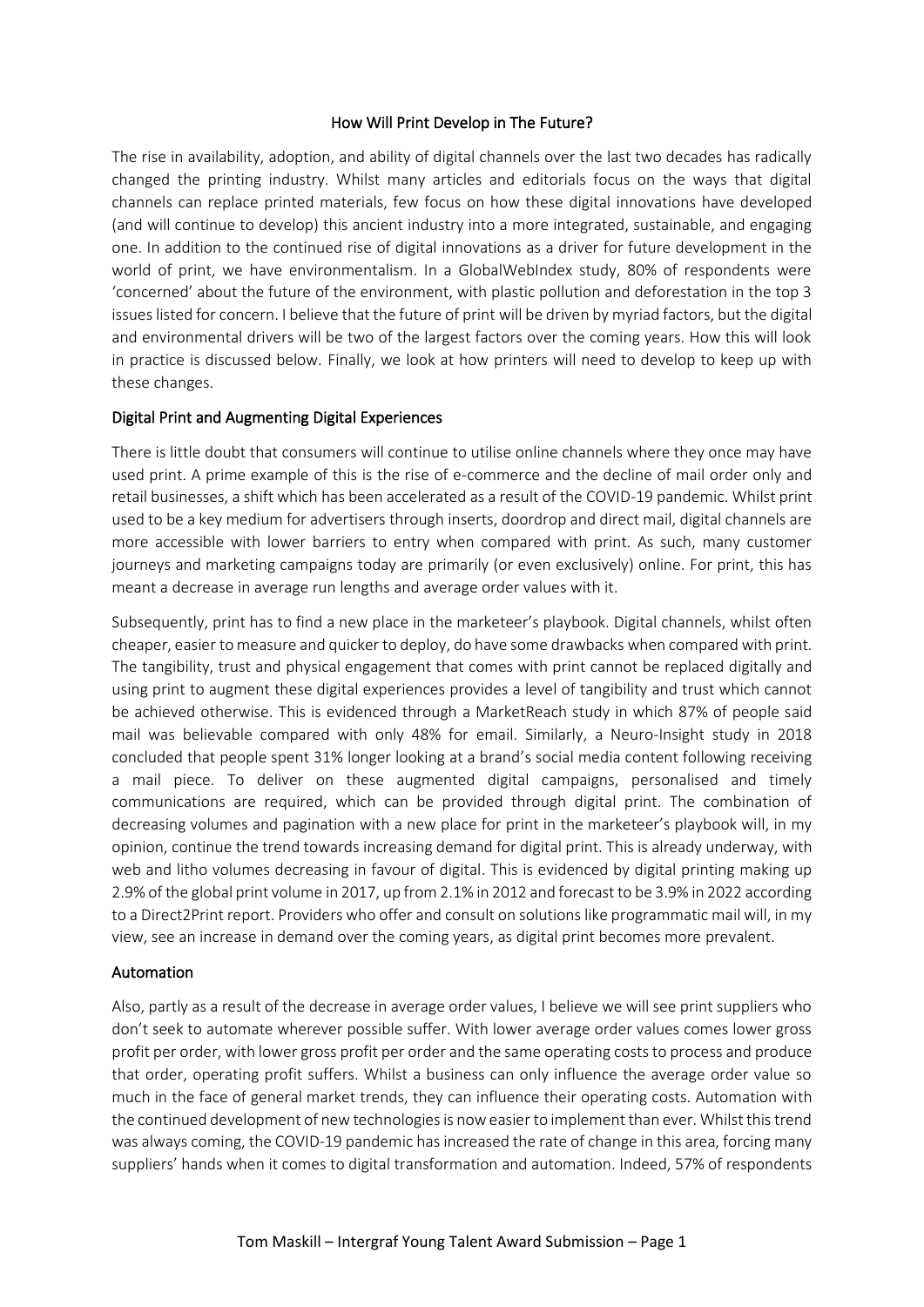# How Will Print Develop in The Future?

The rise in availability, adoption, and ability of digital channels over the last two decades has radically changed the printing industry. Whilst many articles and editorials focus on the ways that digital channels can replace printed materials, few focus on how these digital innovations have developed (and will continue to develop) this ancient industry into a more integrated, sustainable, and engaging one. In addition to the continued rise of digital innovations as a driver for future development in the world of print, we have environmentalism. In a GlobalWebIndex study, 80% of respondents were 'concerned' about the future of the environment, with plastic pollution and deforestation in the top 3 issues listed for concern. I believe that the future of print will be driven by myriad factors, but the digital and environmental drivers will be two of the largest factors over the coming years. How this will look in practice is discussed below. Finally, we look at how printers will need to develop to keep up with these changes.

## Digital Print and Augmenting Digital Experiences

There is little doubt that consumers will continue to utilise online channels where they once may have used print. A prime example of this is the rise of e-commerce and the decline of mail order only and retail businesses, a shift which has been accelerated as a result of the COVID-19 pandemic. Whilst print used to be a key medium for advertisers through inserts, doordrop and direct mail, digital channels are more accessible with lower barriers to entry when compared with print. As such, many customer journeys and marketing campaigns today are primarily (or even exclusively) online. For print, this has meant a decrease in average run lengths and average order values with it.

Subsequently, print has to find a new place in the marketeer's playbook. Digital channels, whilst often cheaper, easier to measure and quicker to deploy, do have some drawbacks when compared with print. The tangibility, trust and physical engagement that comes with print cannot be replaced digitally and using print to augment these digital experiences provides a level of tangibility and trust which cannot be achieved otherwise. This is evidenced through a MarketReach study in which 87% of people said mail was believable compared with only 48% for email. Similarly, a Neuro-Insight study in 2018 concluded that people spent 31% longer looking at a brand's social media content following receiving a mail piece. To deliver on these augmented digital campaigns, personalised and timely communications are required, which can be provided through digital print. The combination of decreasing volumes and pagination with a new place for print in the marketeer's playbook will, in my opinion, continue the trend towards increasing demand for digital print. This is already underway, with web and litho volumes decreasing in favour of digital. This is evidenced by digital printing making up 2.9% of the global print volume in 2017, up from 2.1% in 2012 and forecast to be 3.9% in 2022 according to a Direct2Print report. Providers who offer and consult on solutions like programmatic mail will, in my view, see an increase in demand over the coming years, as digital print becomes more prevalent.

## Automation

Also, partly as a result of the decrease in average order values, I believe we will see print suppliers who don't seek to automate wherever possible suffer. With lower average order values comes lower gross profit per order, with lower gross profit per order and the same operating costs to process and produce that order, operating profit suffers. Whilst a business can only influence the average order value so much in the face of general market trends, they can influence their operating costs. Automation with the continued development of new technologies is now easier to implement than ever. Whilst this trend was always coming, the COVID-19 pandemic has increased the rate of change in this area, forcing many suppliers' hands when it comes to digital transformation and automation. Indeed, 57% of respondents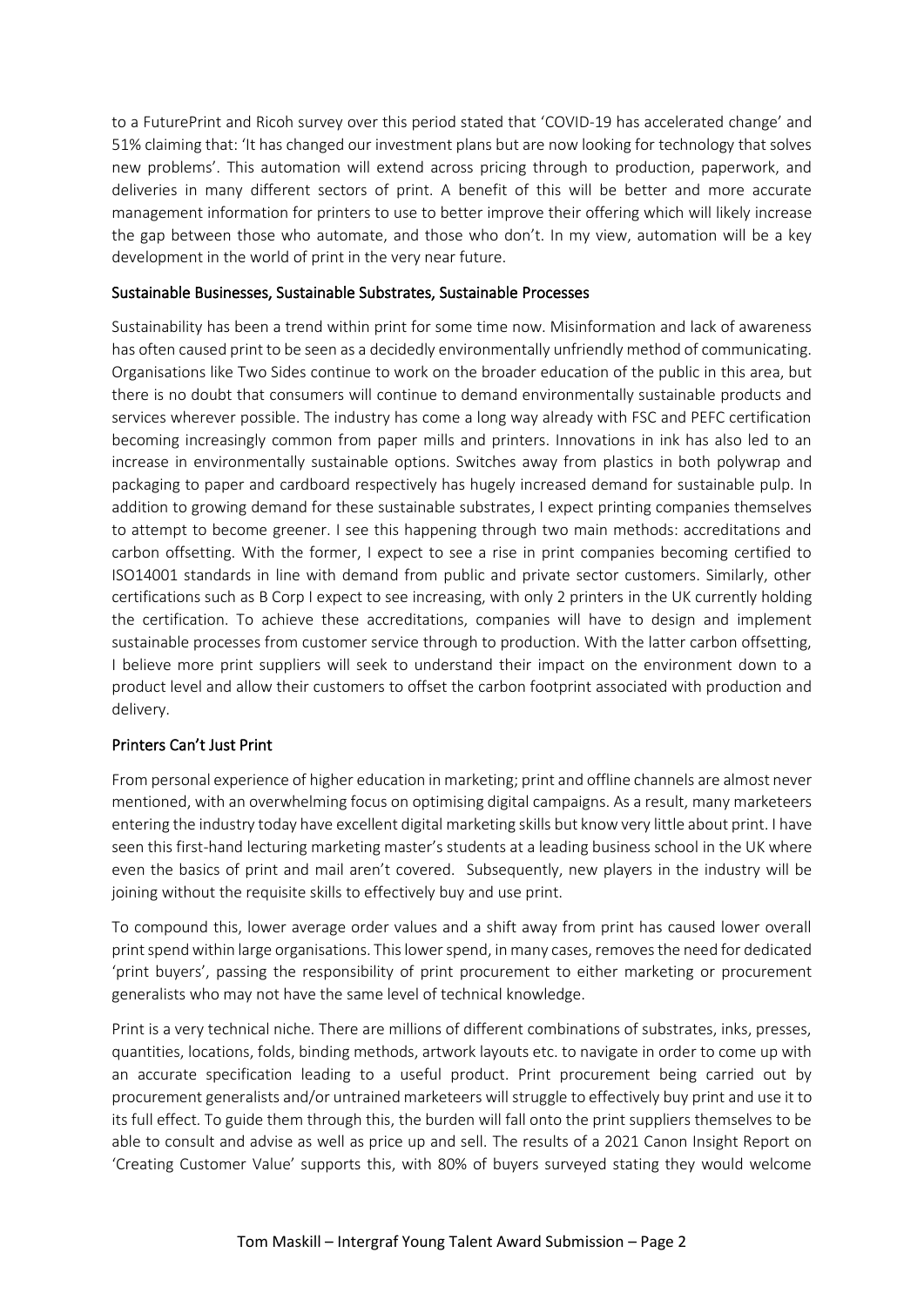to a FuturePrint and Ricoh survey over this period stated that 'COVID-19 has accelerated change' and 51% claiming that: 'It has changed our investment plans but are now looking for technology that solves new problems'. This automation will extend across pricing through to production, paperwork, and deliveries in many different sectors of print. A benefit of this will be better and more accurate management information for printers to use to better improve their offering which will likely increase the gap between those who automate, and those who don't. In my view, automation will be a key development in the world of print in the very near future.

## Sustainable Businesses, Sustainable Substrates, Sustainable Processes

Sustainability has been a trend within print for some time now. Misinformation and lack of awareness has often caused print to be seen as a decidedly environmentally unfriendly method of communicating. Organisations like Two Sides continue to work on the broader education of the public in this area, but there is no doubt that consumers will continue to demand environmentally sustainable products and services wherever possible. The industry has come a long way already with FSC and PEFC certification becoming increasingly common from paper mills and printers. Innovations in ink has also led to an increase in environmentally sustainable options. Switches away from plastics in both polywrap and packaging to paper and cardboard respectively has hugely increased demand for sustainable pulp. In addition to growing demand for these sustainable substrates, I expect printing companies themselves to attempt to become greener. I see this happening through two main methods: accreditations and carbon offsetting. With the former, I expect to see a rise in print companies becoming certified to ISO14001 standards in line with demand from public and private sector customers. Similarly, other certifications such as B Corp I expect to see increasing, with only 2 printers in the UK currently holding the certification. To achieve these accreditations, companies will have to design and implement sustainable processes from customer service through to production. With the latter carbon offsetting, I believe more print suppliers will seek to understand their impact on the environment down to a product level and allow their customers to offset the carbon footprint associated with production and delivery.

## Printers Can't Just Print

From personal experience of higher education in marketing; print and offline channels are almost never mentioned, with an overwhelming focus on optimising digital campaigns. As a result, many marketeers entering the industry today have excellent digital marketing skills but know very little about print. I have seen this first-hand lecturing marketing master's students at a leading business school in the UK where even the basics of print and mail aren't covered. Subsequently, new players in the industry will be joining without the requisite skills to effectively buy and use print.

To compound this, lower average order values and a shift away from print has caused lower overall print spend within large organisations. This lower spend, in many cases, removes the need for dedicated 'print buyers', passing the responsibility of print procurement to either marketing or procurement generalists who may not have the same level of technical knowledge.

Print is a very technical niche. There are millions of different combinations of substrates, inks, presses, quantities, locations, folds, binding methods, artwork layouts etc. to navigate in order to come up with an accurate specification leading to a useful product. Print procurement being carried out by procurement generalists and/or untrained marketeers will struggle to effectively buy print and use it to its full effect. To guide them through this, the burden will fall onto the print suppliers themselves to be able to consult and advise as well as price up and sell. The results of a 2021 Canon Insight Report on 'Creating Customer Value' supports this, with 80% of buyers surveyed stating they would welcome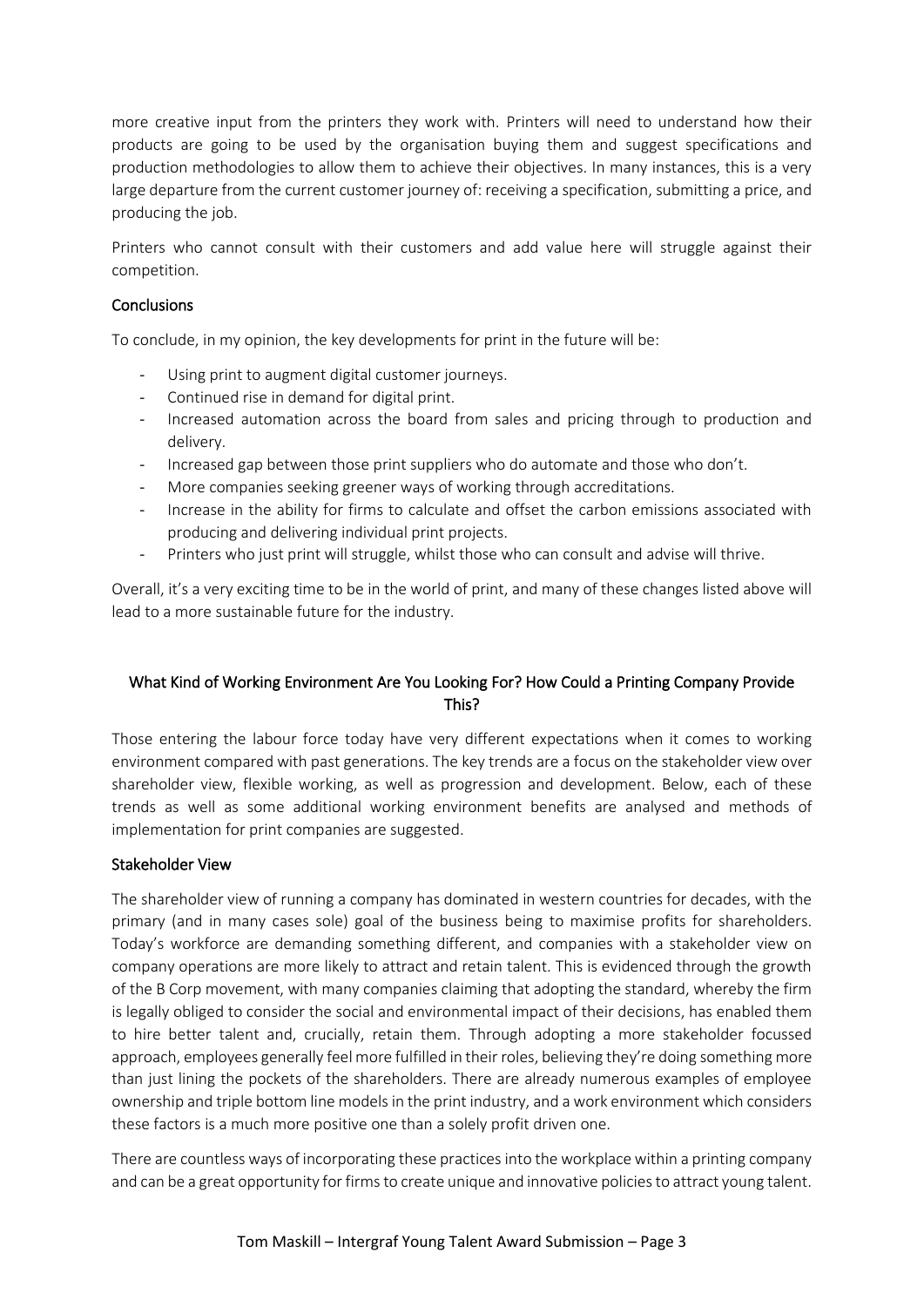more creative input from the printers they work with. Printers will need to understand how their products are going to be used by the organisation buying them and suggest specifications and production methodologies to allow them to achieve their objectives. In many instances, this is a very large departure from the current customer journey of: receiving a specification, submitting a price, and producing the job.

Printers who cannot consult with their customers and add value here will struggle against their competition.

### Conclusions

To conclude, in my opinion, the key developments for print in the future will be:

- Using print to augment digital customer journeys.
- Continued rise in demand for digital print.
- Increased automation across the board from sales and pricing through to production and delivery.
- Increased gap between those print suppliers who do automate and those who don't.
- More companies seeking greener ways of working through accreditations.
- Increase in the ability for firms to calculate and offset the carbon emissions associated with producing and delivering individual print projects.
- Printers who just print will struggle, whilst those who can consult and advise will thrive.

Overall, it's a very exciting time to be in the world of print, and many of these changes listed above will lead to a more sustainable future for the industry.

## What Kind of Working Environment Are You Looking For? How Could a Printing Company Provide This?

Those entering the labour force today have very different expectations when it comes to working environment compared with past generations. The key trends are a focus on the stakeholder view over shareholder view, flexible working, as well as progression and development. Below, each of these trends as well as some additional working environment benefits are analysed and methods of implementation for print companies are suggested.

### Stakeholder View

The shareholder view of running a company has dominated in western countries for decades, with the primary (and in many cases sole) goal of the business being to maximise profits for shareholders. Today's workforce are demanding something different, and companies with a stakeholder view on company operations are more likely to attract and retain talent. This is evidenced through the growth of the B Corp movement, with many companies claiming that adopting the standard, whereby the firm is legally obliged to consider the social and environmental impact of their decisions, has enabled them to hire better talent and, crucially, retain them. Through adopting a more stakeholder focussed approach, employees generally feel more fulfilled in their roles, believing they're doing something more than just lining the pockets of the shareholders. There are already numerous examples of employee ownership and triple bottom line models in the print industry, and a work environment which considers these factors is a much more positive one than a solely profit driven one.

There are countless ways of incorporating these practices into the workplace within a printing company and can be a great opportunity for firms to create unique and innovative policies to attract young talent.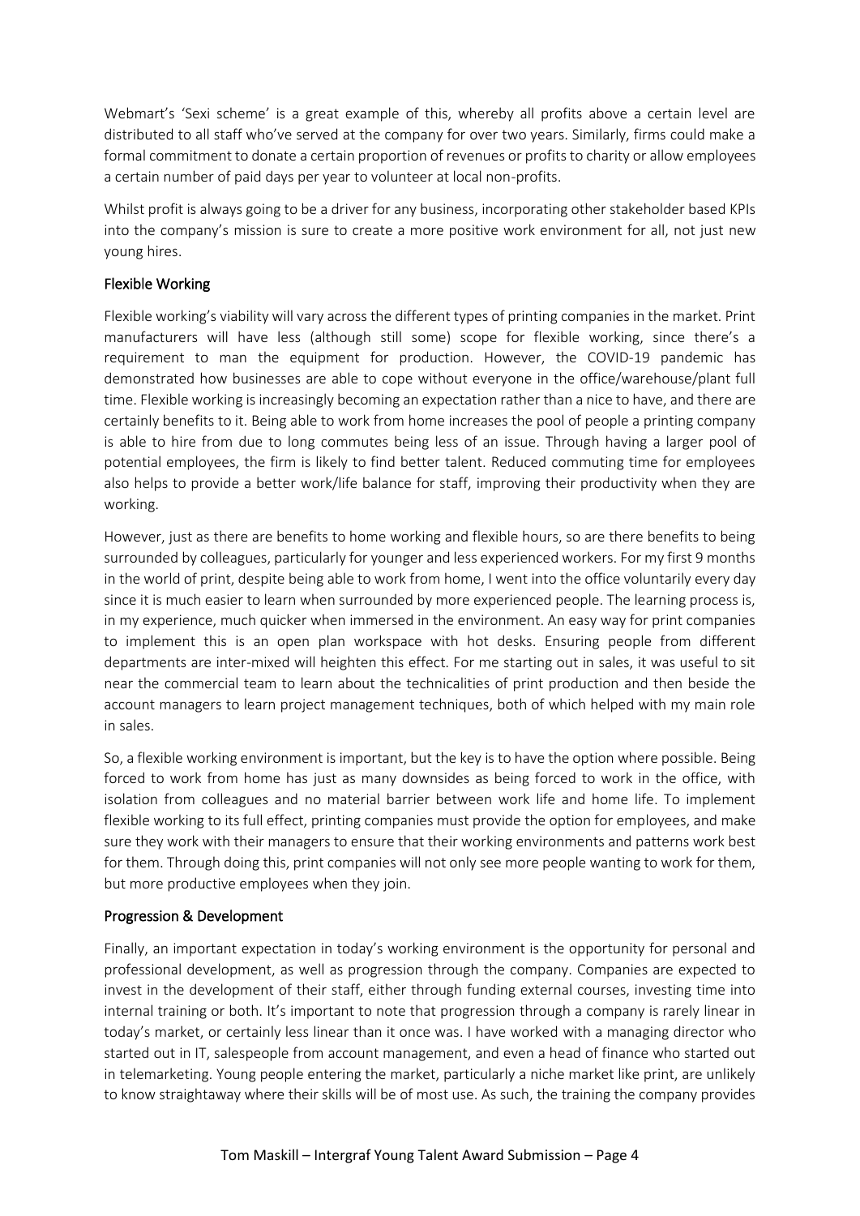Webmart's 'Sexi scheme' is a great example of this, whereby all profits above a certain level are distributed to all staff who've served at the company for over two years. Similarly, firms could make a formal commitment to donate a certain proportion of revenues or profits to charity or allow employees a certain number of paid days per year to volunteer at local non-profits.

Whilst profit is always going to be a driver for any business, incorporating other stakeholder based KPIs into the company's mission is sure to create a more positive work environment for all, not just new young hires.

### Flexible Working

Flexible working's viability will vary across the different types of printing companies in the market. Print manufacturers will have less (although still some) scope for flexible working, since there's a requirement to man the equipment for production. However, the COVID-19 pandemic has demonstrated how businesses are able to cope without everyone in the office/warehouse/plant full time. Flexible working is increasingly becoming an expectation rather than a nice to have, and there are certainly benefits to it. Being able to work from home increases the pool of people a printing company is able to hire from due to long commutes being less of an issue. Through having a larger pool of potential employees, the firm is likely to find better talent. Reduced commuting time for employees also helps to provide a better work/life balance for staff, improving their productivity when they are working.

However, just as there are benefits to home working and flexible hours, so are there benefits to being surrounded by colleagues, particularly for younger and less experienced workers. For my first 9 months in the world of print, despite being able to work from home, I went into the office voluntarily every day since it is much easier to learn when surrounded by more experienced people. The learning process is, in my experience, much quicker when immersed in the environment. An easy way for print companies to implement this is an open plan workspace with hot desks. Ensuring people from different departments are inter-mixed will heighten this effect. For me starting out in sales, it was useful to sit near the commercial team to learn about the technicalities of print production and then beside the account managers to learn project management techniques, both of which helped with my main role in sales.

So, a flexible working environment is important, but the key is to have the option where possible. Being forced to work from home has just as many downsides as being forced to work in the office, with isolation from colleagues and no material barrier between work life and home life. To implement flexible working to its full effect, printing companies must provide the option for employees, and make sure they work with their managers to ensure that their working environments and patterns work best for them. Through doing this, print companies will not only see more people wanting to work for them, but more productive employees when they join.

### Progression & Development

Finally, an important expectation in today's working environment is the opportunity for personal and professional development, as well as progression through the company. Companies are expected to invest in the development of their staff, either through funding external courses, investing time into internal training or both. It's important to note that progression through a company is rarely linear in today's market, or certainly less linear than it once was. I have worked with a managing director who started out in IT, salespeople from account management, and even a head of finance who started out in telemarketing. Young people entering the market, particularly a niche market like print, are unlikely to know straightaway where their skills will be of most use. As such, the training the company provides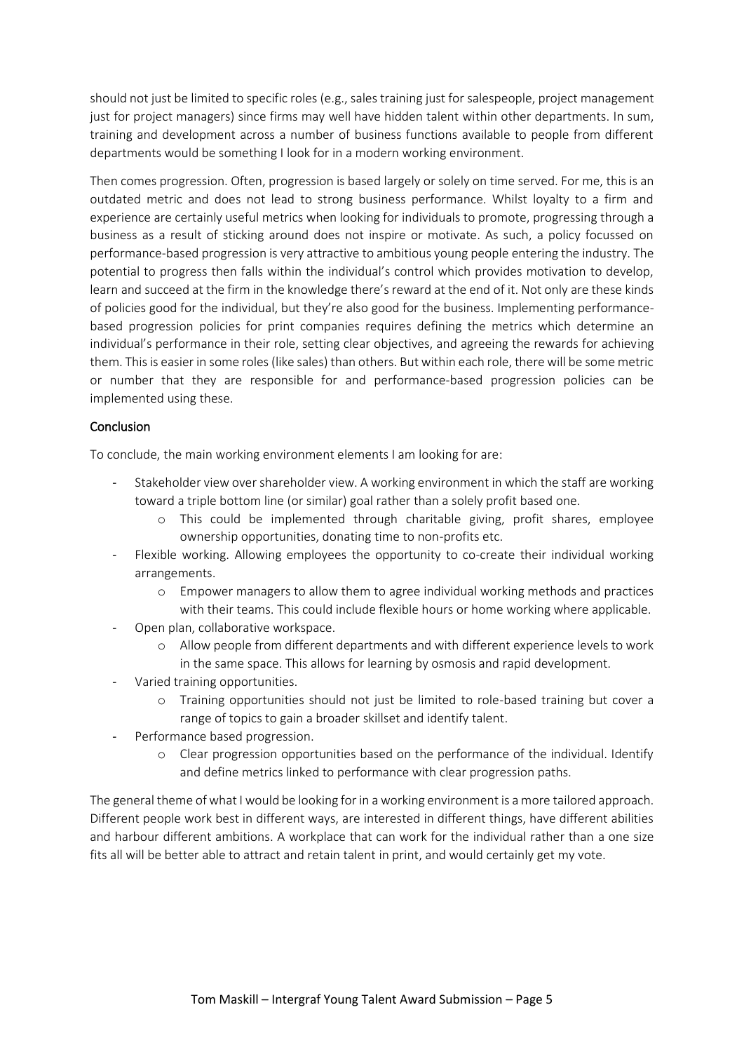should not just be limited to specific roles (e.g., sales training just for salespeople, project management just for project managers) since firms may well have hidden talent within other departments. In sum, training and development across a number of business functions available to people from different departments would be something I look for in a modern working environment.

Then comes progression. Often, progression is based largely or solely on time served. For me, this is an outdated metric and does not lead to strong business performance. Whilst loyalty to a firm and experience are certainly useful metrics when looking for individuals to promote, progressing through a business as a result of sticking around does not inspire or motivate. As such, a policy focussed on performance-based progression is very attractive to ambitious young people entering the industry. The potential to progress then falls within the individual's control which provides motivation to develop, learn and succeed at the firm in the knowledge there's reward at the end of it. Not only are these kinds of policies good for the individual, but they're also good for the business. Implementing performance-based progression policies for print companies requires defining the metrics which determine an individual's performance in their role, setting clear objectives, and agreeing the rewards for achieving them. This is easier in some roles (like sales) than others. But within each role, there will be some metric or number that they are responsible for and performance-based progression policies can be implemented using these.

## Conclusion

To conclude, the main working environment elements I am looking for are:

- Stakeholder view over shareholder view. A working environment in which the staff are working toward a triple bottom line (or similar) goal rather than a solely profit based one.
  - This could be implemented through charitable giving, profit shares, employee ownership opportunities, donating time to non-profits etc.
- Flexible working. Allowing employees the opportunity to co-create their individual working arrangements.
  - Empower managers to allow them to agree individual working methods and practices with their teams. This could include flexible hours or home working where applicable.
- Open plan, collaborative workspace.
  - Allow people from different departments and with different experience levels to work in the same space. This allows for learning by osmosis and rapid development.
- Varied training opportunities.
  - Training opportunities should not just be limited to role-based training but cover a range of topics to gain a broader skillset and identify talent.
- Performance based progression.
  - Clear progression opportunities based on the performance of the individual. Identify and define metrics linked to performance with clear progression paths.

The general theme of what I would be looking for in a working environment is a more tailored approach. Different people work best in different ways, are interested in different things, have different abilities and harbour different ambitions. A workplace that can work for the individual rather than a one size fits all will be better able to attract and retain talent in print, and would certainly get my vote.